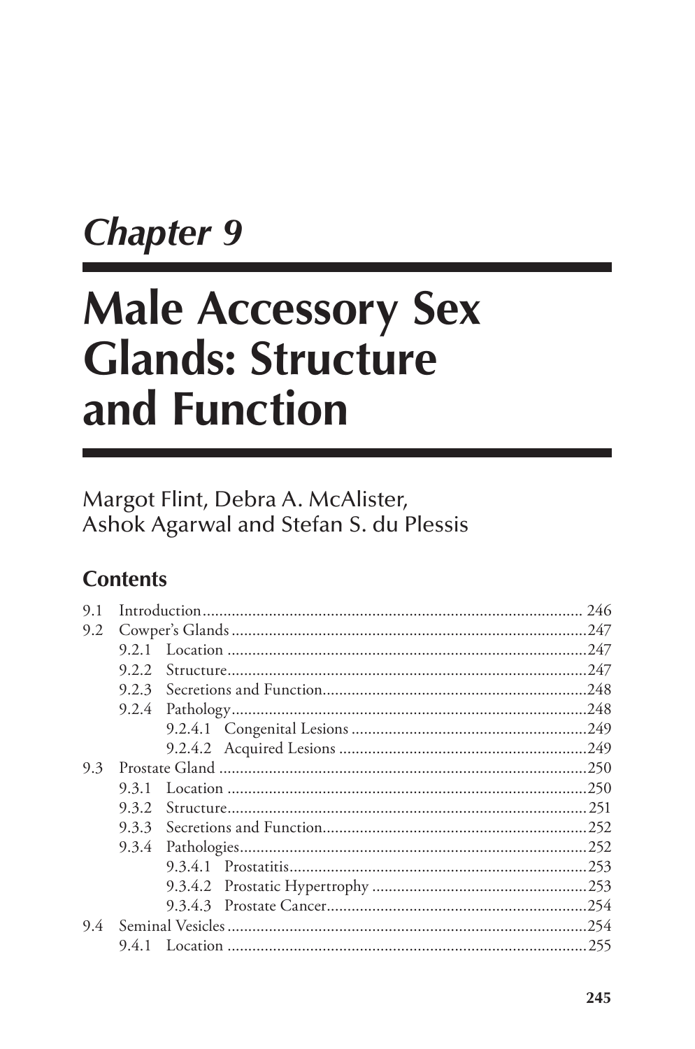# *Chapter 9*

# Male Accessory Sex Glands: Structure and Function

Margot Flint, Debra A. McAlister, Ashok Agarwal and Stefan S. du Plessis

## Contents

- 9.1 Introduction ... 246
- 9.2 Cowper's Glands ... 247
  - 9.2.1 Location ... 247
  - 9.2.2 Structure ... 247
  - 9.2.3 Secretions and Function ... 248
  - 9.2.4 Pathology ... 248
    - 9.2.4.1 Congenital Lesions ... 249
    - 9.2.4.2 Acquired Lesions ... 249
- 9.3 Prostate Gland ... 250
  - 9.3.1 Location ... 250
  - 9.3.2 Structure ... 251
  - 9.3.3 Secretions and Function ... 252
  - 9.3.4 Pathologies ... 252
    - 9.3.4.1 Prostatitis ... 253
    - 9.3.4.2 Prostatic Hypertrophy ... 253
    - 9.3.4.3 Prostate Cancer ... 254
- 9.4 Seminal Vesicles ... 254
  - 9.4.1 Location ... 255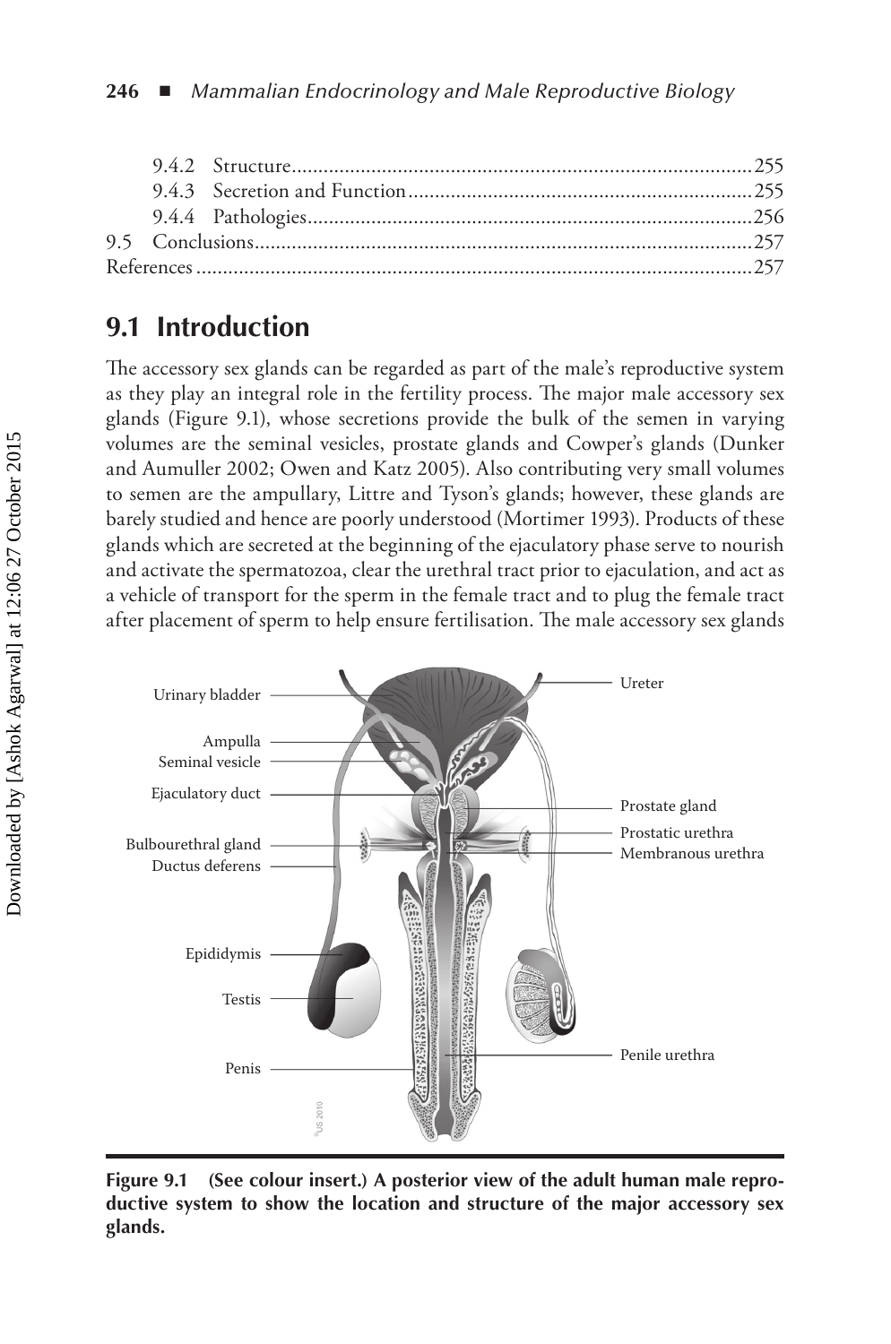9.4.2 Structure......................................................................................255
9.4.3 Secretion and Function...............................................................255
9.4.4 Pathologies..................................................................................256
9.5 Conclusions...........................................................................................257
References...................................................................................................257

## 9.1 Introduction

The accessory sex glands can be regarded as part of the male's reproductive system as they play an integral role in the fertility process. The major male accessory sex glands (Figure 9.1), whose secretions provide the bulk of the semen in varying volumes are the seminal vesicles, prostate glands and Cowper's glands (Dunker and Aumuller 2002; Owen and Katz 2005). Also contributing very small volumes to semen are the ampullary, Littre and Tyson's glands; however, these glands are barely studied and hence are poorly understood (Mortimer 1993). Products of these glands which are secreted at the beginning of the ejaculatory phase serve to nourish and activate the spermatozoa, clear the urethral tract prior to ejaculation, and act as a vehicle of transport for the sperm in the female tract and to plug the female tract after placement of sperm to help ensure fertilisation. The male accessory sex glands

**Figure 9.1 (See colour insert.) A posterior view of the adult human male reproductive system to show the location and structure of the major accessory sex glands.**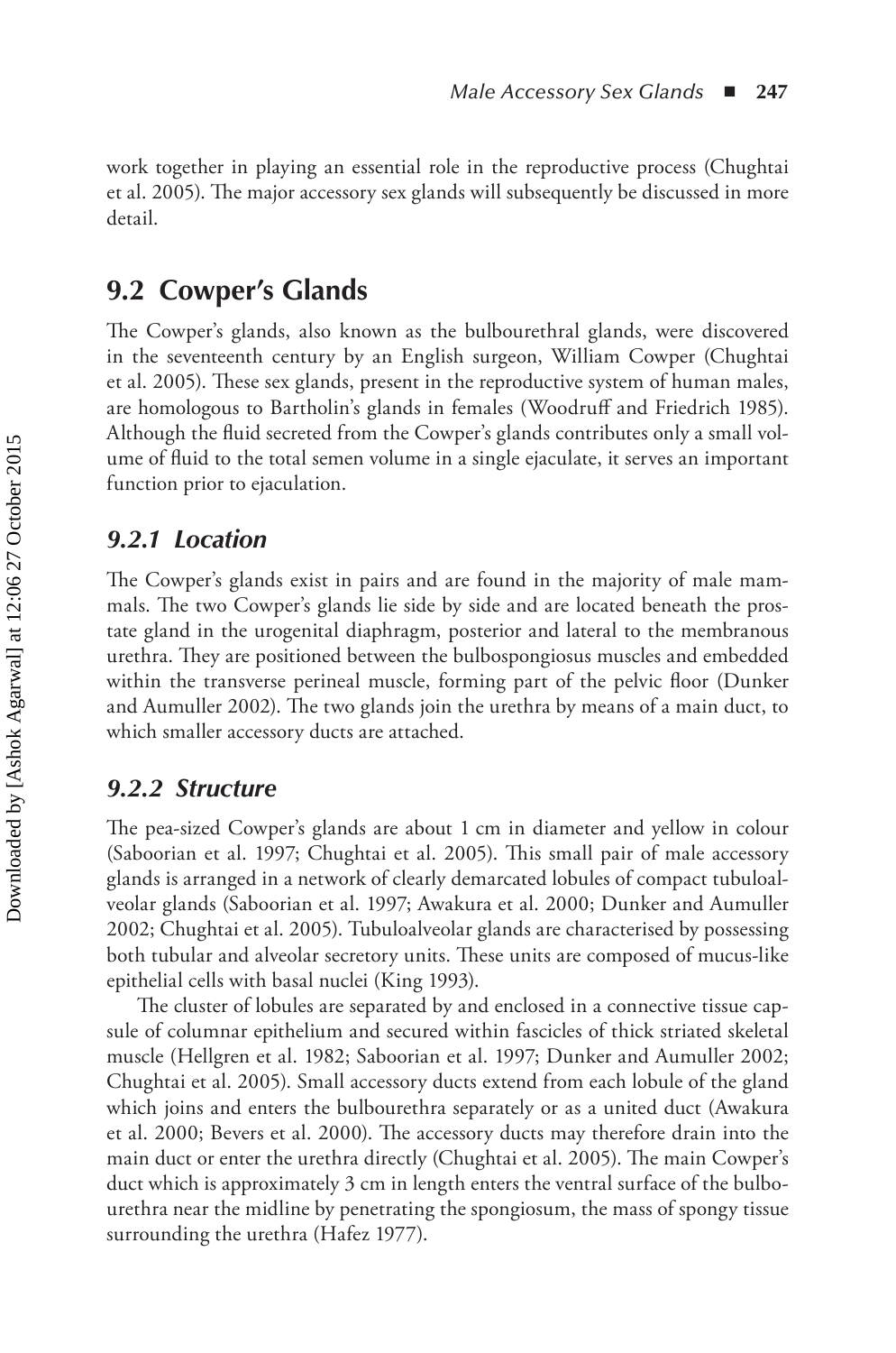work together in playing an essential role in the reproductive process (Chughtai et al. 2005). The major accessory sex glands will subsequently be discussed in more detail.

## 9.2 Cowper's Glands

The Cowper's glands, also known as the bulbourethral glands, were discovered in the seventeenth century by an English surgeon, William Cowper (Chughtai et al. 2005). These sex glands, present in the reproductive system of human males, are homologous to Bartholin's glands in females (Woodruff and Friedrich 1985). Although the fluid secreted from the Cowper's glands contributes only a small volume of fluid to the total semen volume in a single ejaculate, it serves an important function prior to ejaculation.

### *9.2.1 Location*

The Cowper's glands exist in pairs and are found in the majority of male mammals. The two Cowper's glands lie side by side and are located beneath the prostate gland in the urogenital diaphragm, posterior and lateral to the membranous urethra. They are positioned between the bulbospongiosus muscles and embedded within the transverse perineal muscle, forming part of the pelvic floor (Dunker and Aumuller 2002). The two glands join the urethra by means of a main duct, to which smaller accessory ducts are attached.

### *9.2.2 Structure*

The pea-sized Cowper's glands are about 1 cm in diameter and yellow in colour (Saboorian et al. 1997; Chughtai et al. 2005). This small pair of male accessory glands is arranged in a network of clearly demarcated lobules of compact tubuloalveolar glands (Saboorian et al. 1997; Awakura et al. 2000; Dunker and Aumuller 2002; Chughtai et al. 2005). Tubuloalveolar glands are characterised by possessing both tubular and alveolar secretory units. These units are composed of mucus-like epithelial cells with basal nuclei (King 1993).

The cluster of lobules are separated by and enclosed in a connective tissue capsule of columnar epithelium and secured within fascicles of thick striated skeletal muscle (Hellgren et al. 1982; Saboorian et al. 1997; Dunker and Aumuller 2002; Chughtai et al. 2005). Small accessory ducts extend from each lobule of the gland which joins and enters the bulbourethra separately or as a united duct (Awakura et al. 2000; Bevers et al. 2000). The accessory ducts may therefore drain into the main duct or enter the urethra directly (Chughtai et al. 2005). The main Cowper's duct which is approximately 3 cm in length enters the ventral surface of the bulbourethra near the midline by penetrating the spongiosum, the mass of spongy tissue surrounding the urethra (Hafez 1977).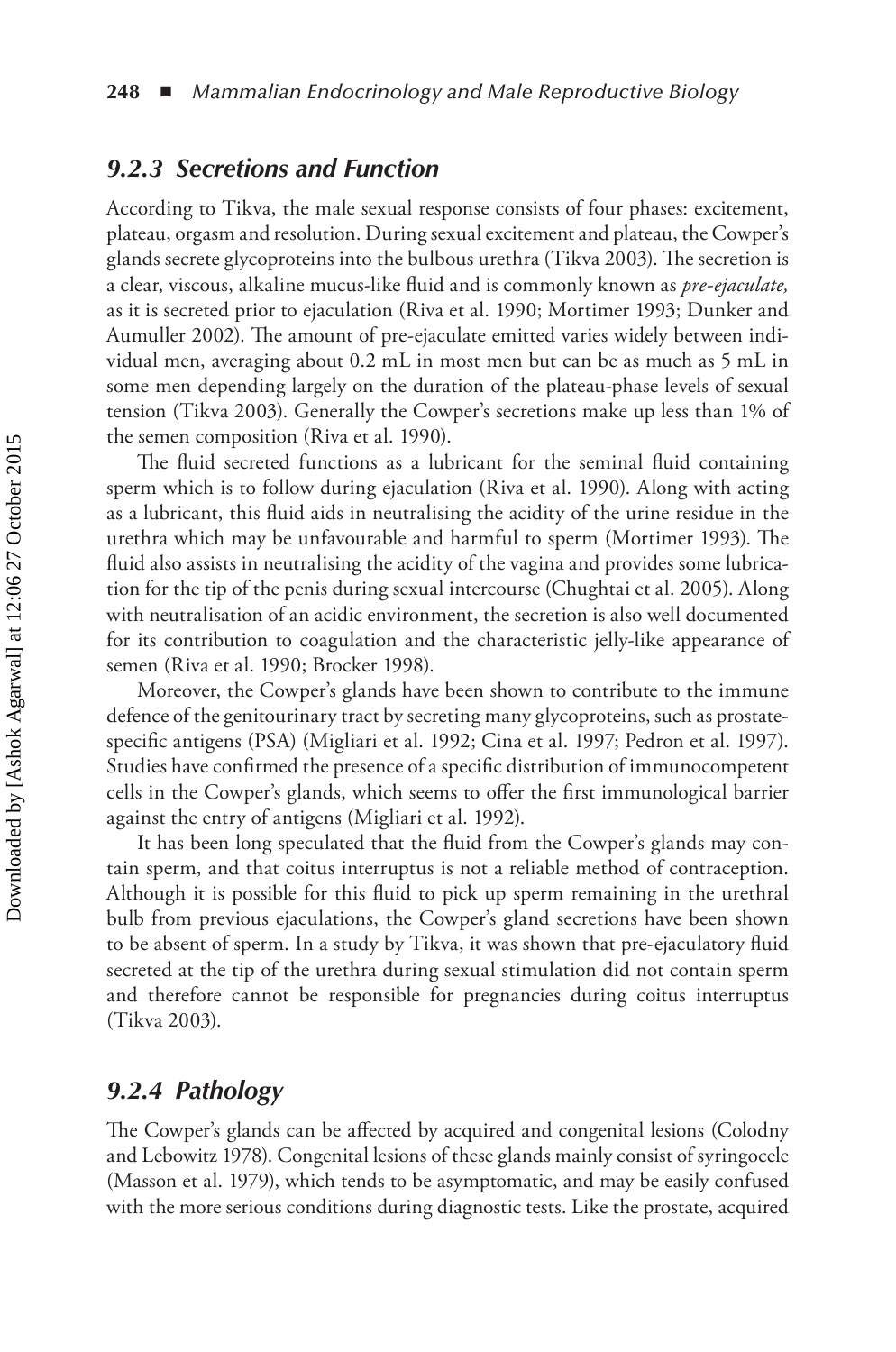### *9.2.3 Secretions and Function*

According to Tikva, the male sexual response consists of four phases: excitement, plateau, orgasm and resolution. During sexual excitement and plateau, the Cowper's glands secrete glycoproteins into the bulbous urethra (Tikva 2003). The secretion is a clear, viscous, alkaline mucus-like fluid and is commonly known as *pre-ejaculate,* as it is secreted prior to ejaculation (Riva et al. 1990; Mortimer 1993; Dunker and Aumuller 2002). The amount of pre-ejaculate emitted varies widely between individual men, averaging about 0.2 mL in most men but can be as much as 5 mL in some men depending largely on the duration of the plateau-phase levels of sexual tension (Tikva 2003). Generally the Cowper's secretions make up less than 1% of the semen composition (Riva et al. 1990).

The fluid secreted functions as a lubricant for the seminal fluid containing sperm which is to follow during ejaculation (Riva et al. 1990). Along with acting as a lubricant, this fluid aids in neutralising the acidity of the urine residue in the urethra which may be unfavourable and harmful to sperm (Mortimer 1993). The fluid also assists in neutralising the acidity of the vagina and provides some lubrication for the tip of the penis during sexual intercourse (Chughtai et al. 2005). Along with neutralisation of an acidic environment, the secretion is also well documented for its contribution to coagulation and the characteristic jelly-like appearance of semen (Riva et al. 1990; Brocker 1998).

Moreover, the Cowper's glands have been shown to contribute to the immune defence of the genitourinary tract by secreting many glycoproteins, such as prostate-specific antigens (PSA) (Migliari et al. 1992; Cina et al. 1997; Pedron et al. 1997). Studies have confirmed the presence of a specific distribution of immunocompetent cells in the Cowper's glands, which seems to offer the first immunological barrier against the entry of antigens (Migliari et al. 1992).

It has been long speculated that the fluid from the Cowper's glands may contain sperm, and that coitus interruptus is not a reliable method of contraception. Although it is possible for this fluid to pick up sperm remaining in the urethral bulb from previous ejaculations, the Cowper's gland secretions have been shown to be absent of sperm. In a study by Tikva, it was shown that pre-ejaculatory fluid secreted at the tip of the urethra during sexual stimulation did not contain sperm and therefore cannot be responsible for pregnancies during coitus interruptus (Tikva 2003).

### *9.2.4 Pathology*

The Cowper's glands can be affected by acquired and congenital lesions (Colodny and Lebowitz 1978). Congenital lesions of these glands mainly consist of syringocele (Masson et al. 1979), which tends to be asymptomatic, and may be easily confused with the more serious conditions during diagnostic tests. Like the prostate, acquired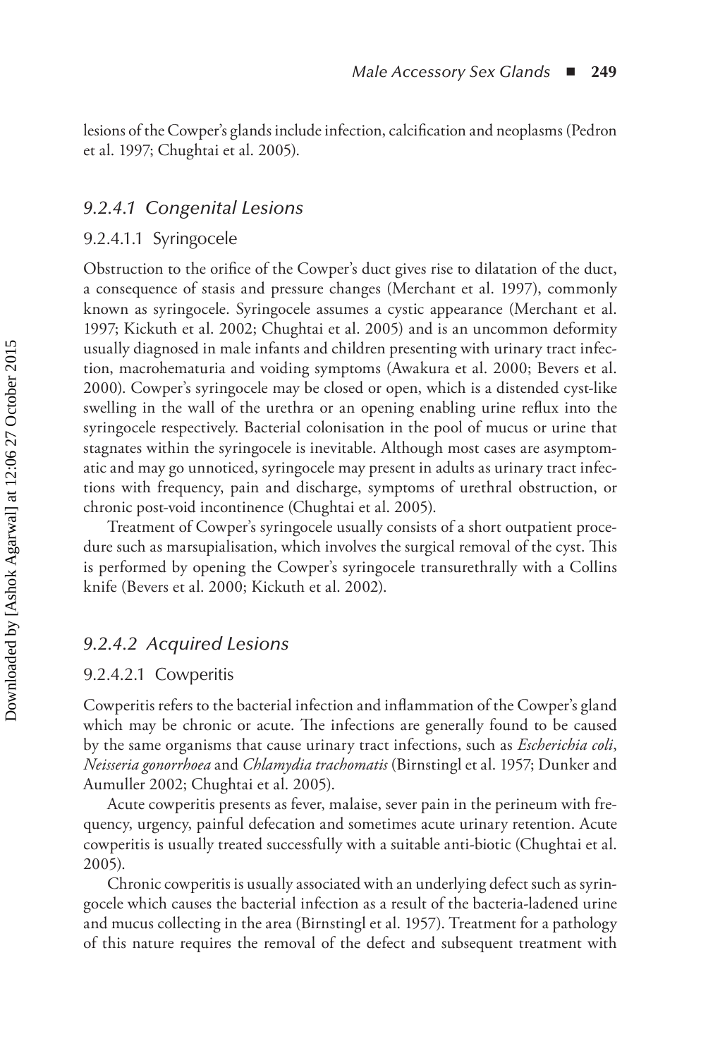lesions of the Cowper's glands include infection, calcification and neoplasms (Pedron et al. 1997; Chughtai et al. 2005).

### *9.2.4.1 Congenital Lesions*

#### 9.2.4.1.1 Syringocele

Obstruction to the orifice of the Cowper's duct gives rise to dilatation of the duct, a consequence of stasis and pressure changes (Merchant et al. 1997), commonly known as syringocele. Syringocele assumes a cystic appearance (Merchant et al. 1997; Kickuth et al. 2002; Chughtai et al. 2005) and is an uncommon deformity usually diagnosed in male infants and children presenting with urinary tract infection, macrohematuria and voiding symptoms (Awakura et al. 2000; Bevers et al. 2000). Cowper's syringocele may be closed or open, which is a distended cyst-like swelling in the wall of the urethra or an opening enabling urine reflux into the syringocele respectively. Bacterial colonisation in the pool of mucus or urine that stagnates within the syringocele is inevitable. Although most cases are asymptomatic and may go unnoticed, syringocele may present in adults as urinary tract infections with frequency, pain and discharge, symptoms of urethral obstruction, or chronic post-void incontinence (Chughtai et al. 2005).

Treatment of Cowper's syringocele usually consists of a short outpatient procedure such as marsupialisation, which involves the surgical removal of the cyst. This is performed by opening the Cowper's syringocele transurethrally with a Collins knife (Bevers et al. 2000; Kickuth et al. 2002).

### *9.2.4.2 Acquired Lesions*

#### 9.2.4.2.1 Cowperitis

Cowperitis refers to the bacterial infection and inflammation of the Cowper's gland which may be chronic or acute. The infections are generally found to be caused by the same organisms that cause urinary tract infections, such as *Escherichia coli*, *Neisseria gonorrhoea* and *Chlamydia trachomatis* (Birnstingl et al. 1957; Dunker and Aumuller 2002; Chughtai et al. 2005).

Acute cowperitis presents as fever, malaise, sever pain in the perineum with frequency, urgency, painful defecation and sometimes acute urinary retention. Acute cowperitis is usually treated successfully with a suitable anti-biotic (Chughtai et al. 2005).

Chronic cowperitis is usually associated with an underlying defect such as syringocele which causes the bacterial infection as a result of the bacteria-ladened urine and mucus collecting in the area (Birnstingl et al. 1957). Treatment for a pathology of this nature requires the removal of the defect and subsequent treatment with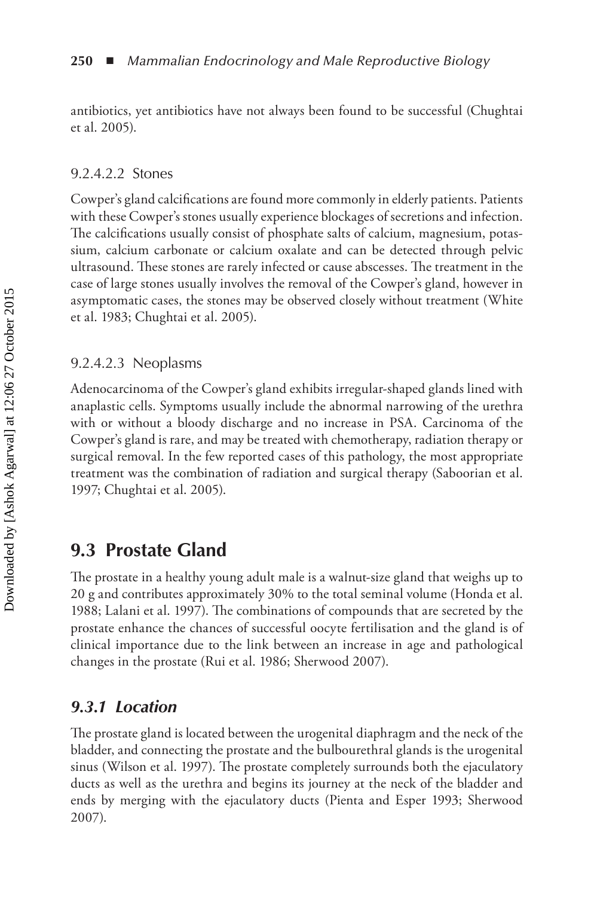antibiotics, yet antibiotics have not always been found to be successful (Chughtai et al. 2005).

#### 9.2.4.2.2 Stones

Cowper's gland calcifications are found more commonly in elderly patients. Patients with these Cowper's stones usually experience blockages of secretions and infection. The calcifications usually consist of phosphate salts of calcium, magnesium, potassium, calcium carbonate or calcium oxalate and can be detected through pelvic ultrasound. These stones are rarely infected or cause abscesses. The treatment in the case of large stones usually involves the removal of the Cowper's gland, however in asymptomatic cases, the stones may be observed closely without treatment (White et al. 1983; Chughtai et al. 2005).

#### 9.2.4.2.3 Neoplasms

Adenocarcinoma of the Cowper's gland exhibits irregular-shaped glands lined with anaplastic cells. Symptoms usually include the abnormal narrowing of the urethra with or without a bloody discharge and no increase in PSA. Carcinoma of the Cowper's gland is rare, and may be treated with chemotherapy, radiation therapy or surgical removal. In the few reported cases of this pathology, the most appropriate treatment was the combination of radiation and surgical therapy (Saboorian et al. 1997; Chughtai et al. 2005).

## 9.3 Prostate Gland

The prostate in a healthy young adult male is a walnut-size gland that weighs up to 20 g and contributes approximately 30% to the total seminal volume (Honda et al. 1988; Lalani et al. 1997). The combinations of compounds that are secreted by the prostate enhance the chances of successful oocyte fertilisation and the gland is of clinical importance due to the link between an increase in age and pathological changes in the prostate (Rui et al. 1986; Sherwood 2007).

### *9.3.1 Location*

The prostate gland is located between the urogenital diaphragm and the neck of the bladder, and connecting the prostate and the bulbourethral glands is the urogenital sinus (Wilson et al. 1997). The prostate completely surrounds both the ejaculatory ducts as well as the urethra and begins its journey at the neck of the bladder and ends by merging with the ejaculatory ducts (Pienta and Esper 1993; Sherwood 2007).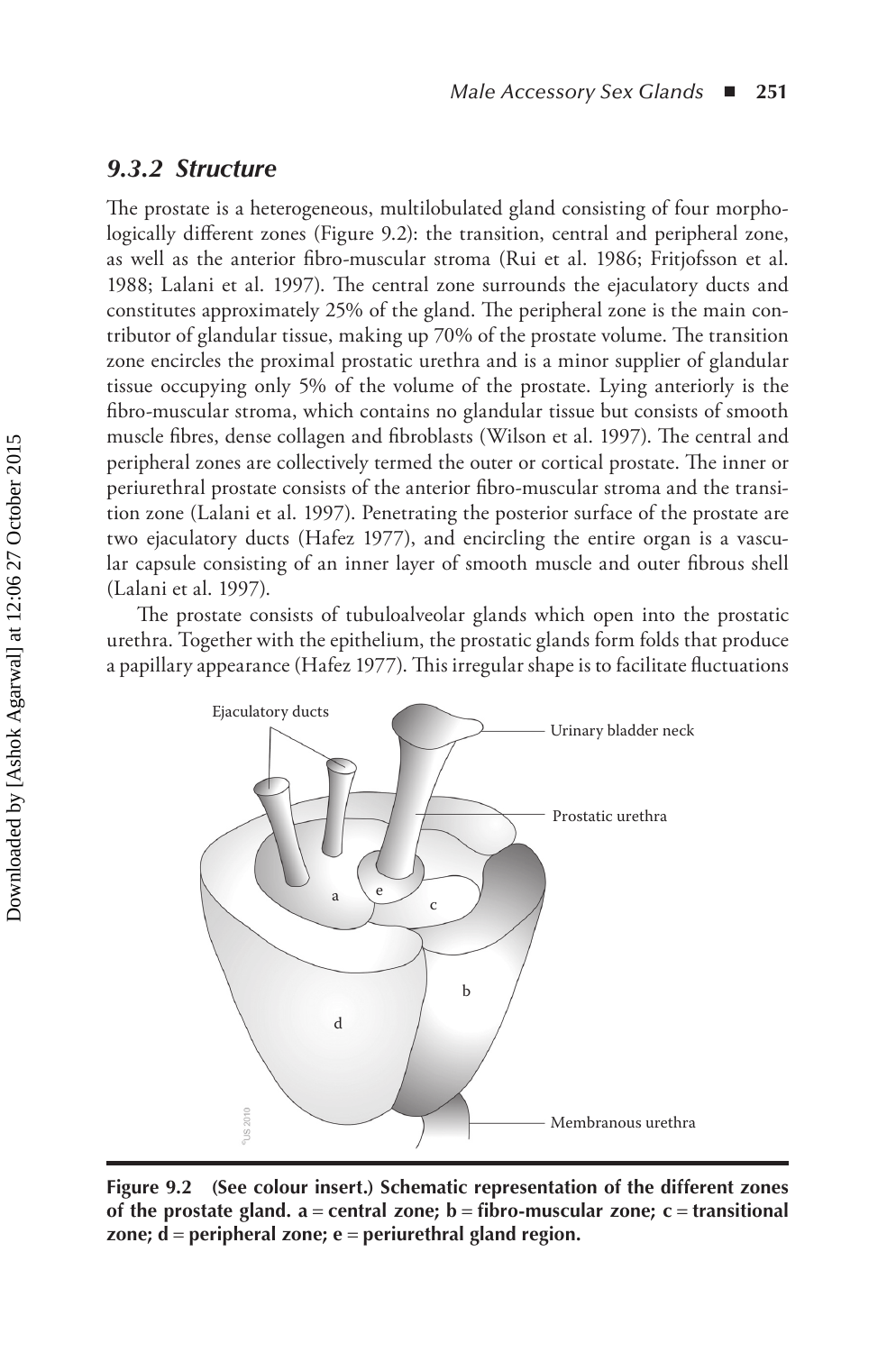### *9.3.2 Structure*

The prostate is a heterogeneous, multilobulated gland consisting of four morphologically different zones (Figure 9.2): the transition, central and peripheral zone, as well as the anterior fibro-muscular stroma (Rui et al. 1986; Fritjofsson et al. 1988; Lalani et al. 1997). The central zone surrounds the ejaculatory ducts and constitutes approximately 25% of the gland. The peripheral zone is the main contributor of glandular tissue, making up 70% of the prostate volume. The transition zone encircles the proximal prostatic urethra and is a minor supplier of glandular tissue occupying only 5% of the volume of the prostate. Lying anteriorly is the fibro-muscular stroma, which contains no glandular tissue but consists of smooth muscle fibres, dense collagen and fibroblasts (Wilson et al. 1997). The central and peripheral zones are collectively termed the outer or cortical prostate. The inner or periurethral prostate consists of the anterior fibro-muscular stroma and the transition zone (Lalani et al. 1997). Penetrating the posterior surface of the prostate are two ejaculatory ducts (Hafez 1977), and encircling the entire organ is a vascular capsule consisting of an inner layer of smooth muscle and outer fibrous shell (Lalani et al. 1997).

The prostate consists of tubuloalveolar glands which open into the prostatic urethra. Together with the epithelium, the prostatic glands form folds that produce a papillary appearance (Hafez 1977). This irregular shape is to facilitate fluctuations

**Figure 9.2 (See colour insert.) Schematic representation of the different zones of the prostate gland. a = central zone; b = fibro-muscular zone; c = transitional zone; d = peripheral zone; e = periurethral gland region.**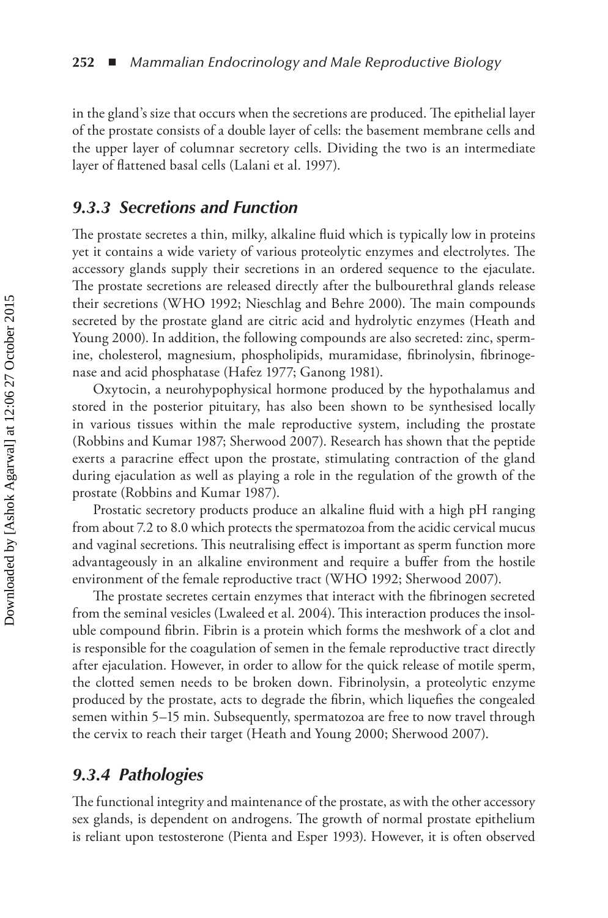in the gland's size that occurs when the secretions are produced. The epithelial layer of the prostate consists of a double layer of cells: the basement membrane cells and the upper layer of columnar secretory cells. Dividing the two is an intermediate layer of flattened basal cells (Lalani et al. 1997).

### *9.3.3 Secretions and Function*

The prostate secretes a thin, milky, alkaline fluid which is typically low in proteins yet it contains a wide variety of various proteolytic enzymes and electrolytes. The accessory glands supply their secretions in an ordered sequence to the ejaculate. The prostate secretions are released directly after the bulbourethral glands release their secretions (WHO 1992; Nieschlag and Behre 2000). The main compounds secreted by the prostate gland are citric acid and hydrolytic enzymes (Heath and Young 2000). In addition, the following compounds are also secreted: zinc, spermine, cholesterol, magnesium, phospholipids, muramidase, fibrinolysin, fibrinogenase and acid phosphatase (Hafez 1977; Ganong 1981).

Oxytocin, a neurohypophysical hormone produced by the hypothalamus and stored in the posterior pituitary, has also been shown to be synthesised locally in various tissues within the male reproductive system, including the prostate (Robbins and Kumar 1987; Sherwood 2007). Research has shown that the peptide exerts a paracrine effect upon the prostate, stimulating contraction of the gland during ejaculation as well as playing a role in the regulation of the growth of the prostate (Robbins and Kumar 1987).

Prostatic secretory products produce an alkaline fluid with a high pH ranging from about 7.2 to 8.0 which protects the spermatozoa from the acidic cervical mucus and vaginal secretions. This neutralising effect is important as sperm function more advantageously in an alkaline environment and require a buffer from the hostile environment of the female reproductive tract (WHO 1992; Sherwood 2007).

The prostate secretes certain enzymes that interact with the fibrinogen secreted from the seminal vesicles (Lwaleed et al. 2004). This interaction produces the insoluble compound fibrin. Fibrin is a protein which forms the meshwork of a clot and is responsible for the coagulation of semen in the female reproductive tract directly after ejaculation. However, in order to allow for the quick release of motile sperm, the clotted semen needs to be broken down. Fibrinolysin, a proteolytic enzyme produced by the prostate, acts to degrade the fibrin, which liquefies the congealed semen within 5–15 min. Subsequently, spermatozoa are free to now travel through the cervix to reach their target (Heath and Young 2000; Sherwood 2007).

### *9.3.4 Pathologies*

The functional integrity and maintenance of the prostate, as with the other accessory sex glands, is dependent on androgens. The growth of normal prostate epithelium is reliant upon testosterone (Pienta and Esper 1993). However, it is often observed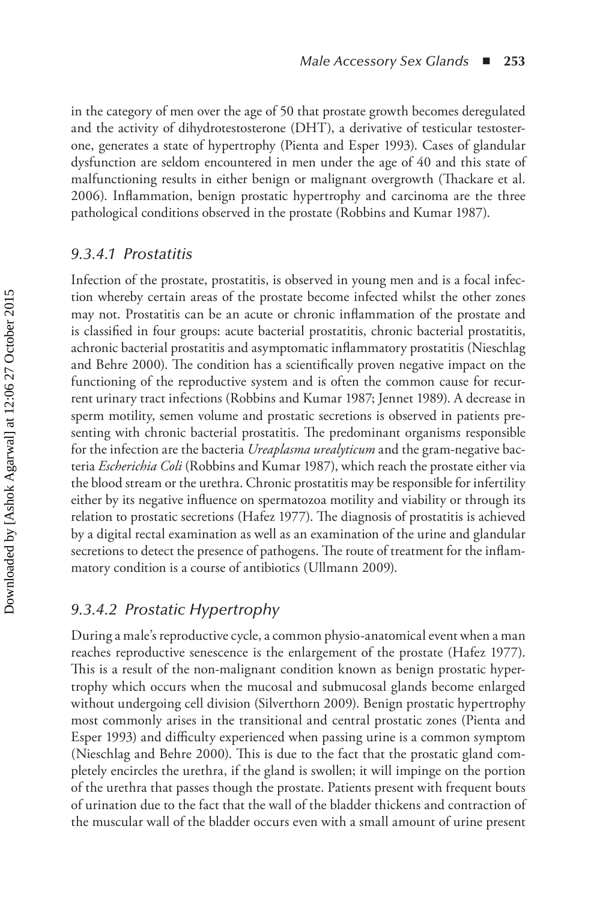in the category of men over the age of 50 that prostate growth becomes deregulated and the activity of dihydrotestosterone (DHT), a derivative of testicular testosterone, generates a state of hypertrophy (Pienta and Esper 1993). Cases of glandular dysfunction are seldom encountered in men under the age of 40 and this state of malfunctioning results in either benign or malignant overgrowth (Thackare et al. 2006). Inflammation, benign prostatic hypertrophy and carcinoma are the three pathological conditions observed in the prostate (Robbins and Kumar 1987).

#### 9.3.4.1 Prostatitis

Infection of the prostate, prostatitis, is observed in young men and is a focal infection whereby certain areas of the prostate become infected whilst the other zones may not. Prostatitis can be an acute or chronic inflammation of the prostate and is classified in four groups: acute bacterial prostatitis, chronic bacterial prostatitis, achronic bacterial prostatitis and asymptomatic inflammatory prostatitis (Nieschlag and Behre 2000). The condition has a scientifically proven negative impact on the functioning of the reproductive system and is often the common cause for recurrent urinary tract infections (Robbins and Kumar 1987; Jennet 1989). A decrease in sperm motility, semen volume and prostatic secretions is observed in patients presenting with chronic bacterial prostatitis. The predominant organisms responsible for the infection are the bacteria *Ureaplasma urealyticum* and the gram-negative bacteria *Escherichia Coli* (Robbins and Kumar 1987), which reach the prostate either via the blood stream or the urethra. Chronic prostatitis may be responsible for infertility either by its negative influence on spermatozoa motility and viability or through its relation to prostatic secretions (Hafez 1977). The diagnosis of prostatitis is achieved by a digital rectal examination as well as an examination of the urine and glandular secretions to detect the presence of pathogens. The route of treatment for the inflammatory condition is a course of antibiotics (Ullmann 2009).

#### 9.3.4.2 Prostatic Hypertrophy

During a male's reproductive cycle, a common physio-anatomical event when a man reaches reproductive senescence is the enlargement of the prostate (Hafez 1977). This is a result of the non-malignant condition known as benign prostatic hypertrophy which occurs when the mucosal and submucosal glands become enlarged without undergoing cell division (Silverthorn 2009). Benign prostatic hypertrophy most commonly arises in the transitional and central prostatic zones (Pienta and Esper 1993) and difficulty experienced when passing urine is a common symptom (Nieschlag and Behre 2000). This is due to the fact that the prostatic gland completely encircles the urethra, if the gland is swollen; it will impinge on the portion of the urethra that passes though the prostate. Patients present with frequent bouts of urination due to the fact that the wall of the bladder thickens and contraction of the muscular wall of the bladder occurs even with a small amount of urine present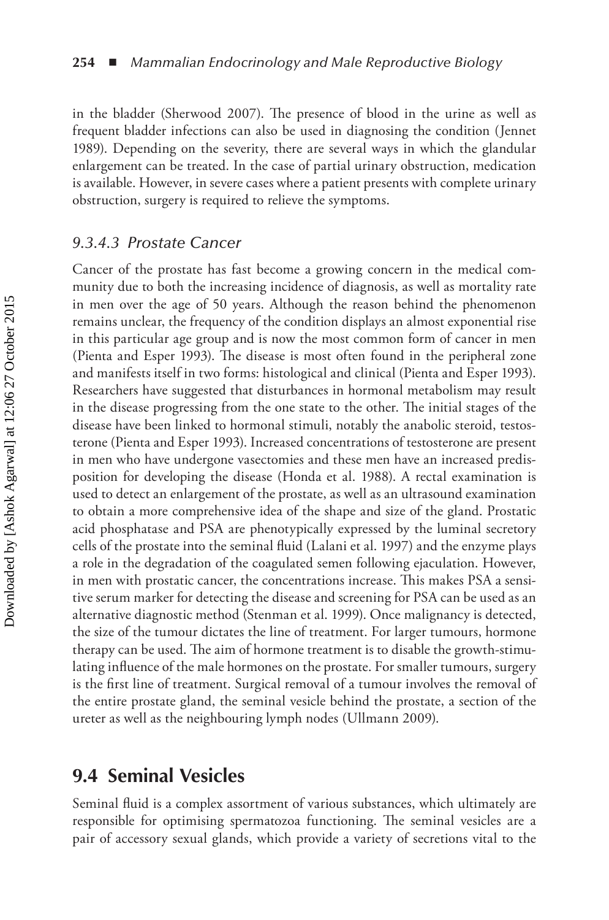in the bladder (Sherwood 2007). The presence of blood in the urine as well as frequent bladder infections can also be used in diagnosing the condition (Jennet 1989). Depending on the severity, there are several ways in which the glandular enlargement can be treated. In the case of partial urinary obstruction, medication is available. However, in severe cases where a patient presents with complete urinary obstruction, surgery is required to relieve the symptoms.

### *9.3.4.3 Prostate Cancer*

Cancer of the prostate has fast become a growing concern in the medical community due to both the increasing incidence of diagnosis, as well as mortality rate in men over the age of 50 years. Although the reason behind the phenomenon remains unclear, the frequency of the condition displays an almost exponential rise in this particular age group and is now the most common form of cancer in men (Pienta and Esper 1993). The disease is most often found in the peripheral zone and manifests itself in two forms: histological and clinical (Pienta and Esper 1993). Researchers have suggested that disturbances in hormonal metabolism may result in the disease progressing from the one state to the other. The initial stages of the disease have been linked to hormonal stimuli, notably the anabolic steroid, testosterone (Pienta and Esper 1993). Increased concentrations of testosterone are present in men who have undergone vasectomies and these men have an increased predisposition for developing the disease (Honda et al. 1988). A rectal examination is used to detect an enlargement of the prostate, as well as an ultrasound examination to obtain a more comprehensive idea of the shape and size of the gland. Prostatic acid phosphatase and PSA are phenotypically expressed by the luminal secretory cells of the prostate into the seminal fluid (Lalani et al. 1997) and the enzyme plays a role in the degradation of the coagulated semen following ejaculation. However, in men with prostatic cancer, the concentrations increase. This makes PSA a sensitive serum marker for detecting the disease and screening for PSA can be used as an alternative diagnostic method (Stenman et al. 1999). Once malignancy is detected, the size of the tumour dictates the line of treatment. For larger tumours, hormone therapy can be used. The aim of hormone treatment is to disable the growth-stimulating influence of the male hormones on the prostate. For smaller tumours, surgery is the first line of treatment. Surgical removal of a tumour involves the removal of the entire prostate gland, the seminal vesicle behind the prostate, a section of the ureter as well as the neighbouring lymph nodes (Ullmann 2009).

## 9.4 Seminal Vesicles

Seminal fluid is a complex assortment of various substances, which ultimately are responsible for optimising spermatozoa functioning. The seminal vesicles are a pair of accessory sexual glands, which provide a variety of secretions vital to the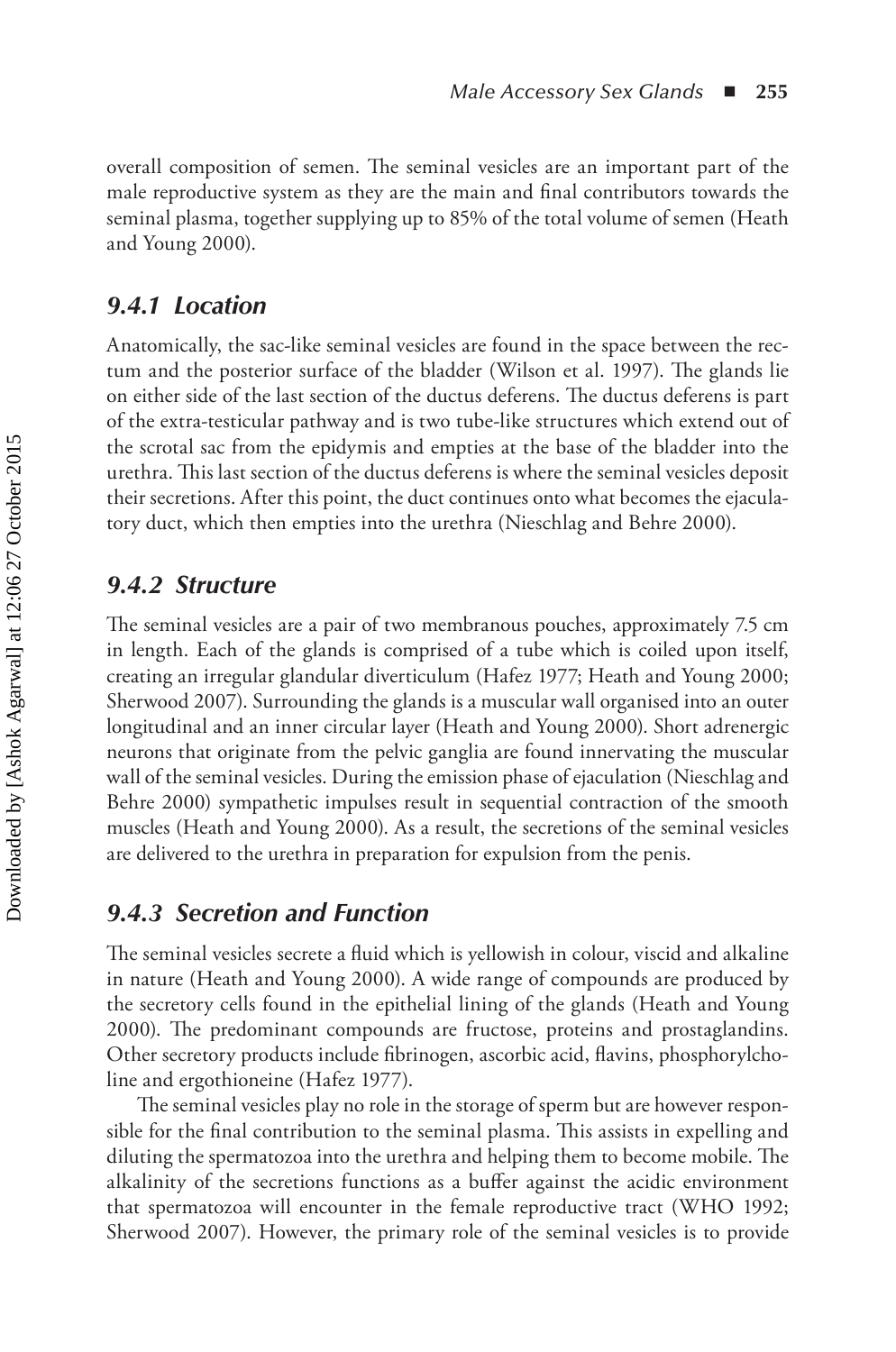overall composition of semen. The seminal vesicles are an important part of the male reproductive system as they are the main and final contributors towards the seminal plasma, together supplying up to 85% of the total volume of semen (Heath and Young 2000).

### *9.4.1 Location*

Anatomically, the sac-like seminal vesicles are found in the space between the rectum and the posterior surface of the bladder (Wilson et al. 1997). The glands lie on either side of the last section of the ductus deferens. The ductus deferens is part of the extra-testicular pathway and is two tube-like structures which extend out of the scrotal sac from the epidymis and empties at the base of the bladder into the urethra. This last section of the ductus deferens is where the seminal vesicles deposit their secretions. After this point, the duct continues onto what becomes the ejaculatory duct, which then empties into the urethra (Nieschlag and Behre 2000).

### *9.4.2 Structure*

The seminal vesicles are a pair of two membranous pouches, approximately 7.5 cm in length. Each of the glands is comprised of a tube which is coiled upon itself, creating an irregular glandular diverticulum (Hafez 1977; Heath and Young 2000; Sherwood 2007). Surrounding the glands is a muscular wall organised into an outer longitudinal and an inner circular layer (Heath and Young 2000). Short adrenergic neurons that originate from the pelvic ganglia are found innervating the muscular wall of the seminal vesicles. During the emission phase of ejaculation (Nieschlag and Behre 2000) sympathetic impulses result in sequential contraction of the smooth muscles (Heath and Young 2000). As a result, the secretions of the seminal vesicles are delivered to the urethra in preparation for expulsion from the penis.

### *9.4.3 Secretion and Function*

The seminal vesicles secrete a fluid which is yellowish in colour, viscid and alkaline in nature (Heath and Young 2000). A wide range of compounds are produced by the secretory cells found in the epithelial lining of the glands (Heath and Young 2000). The predominant compounds are fructose, proteins and prostaglandins. Other secretory products include fibrinogen, ascorbic acid, flavins, phosphorylcholine and ergothioneine (Hafez 1977).

The seminal vesicles play no role in the storage of sperm but are however responsible for the final contribution to the seminal plasma. This assists in expelling and diluting the spermatozoa into the urethra and helping them to become mobile. The alkalinity of the secretions functions as a buffer against the acidic environment that spermatozoa will encounter in the female reproductive tract (WHO 1992; Sherwood 2007). However, the primary role of the seminal vesicles is to provide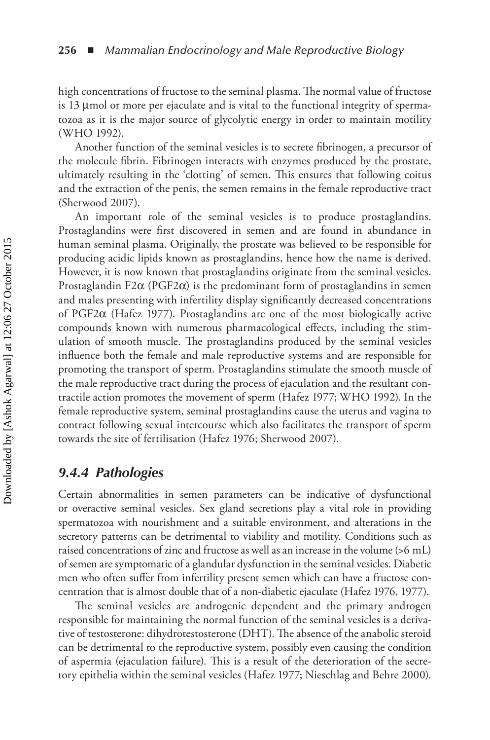high concentrations of fructose to the seminal plasma. The normal value of fructose is 13 μmol or more per ejaculate and is vital to the functional integrity of spermatozoa as it is the major source of glycolytic energy in order to maintain motility (WHO 1992).

Another function of the seminal vesicles is to secrete fibrinogen, a precursor of the molecule fibrin. Fibrinogen interacts with enzymes produced by the prostate, ultimately resulting in the 'clotting' of semen. This ensures that following coitus and the extraction of the penis, the semen remains in the female reproductive tract (Sherwood 2007).

An important role of the seminal vesicles is to produce prostaglandins. Prostaglandins were first discovered in semen and are found in abundance in human seminal plasma. Originally, the prostate was believed to be responsible for producing acidic lipids known as prostaglandins, hence how the name is derived. However, it is now known that prostaglandins originate from the seminal vesicles. Prostaglandin F2α (PGF2α) is the predominant form of prostaglandins in semen and males presenting with infertility display significantly decreased concentrations of PGF2α (Hafez 1977). Prostaglandins are one of the most biologically active compounds known with numerous pharmacological effects, including the stimulation of smooth muscle. The prostaglandins produced by the seminal vesicles influence both the female and male reproductive systems and are responsible for promoting the transport of sperm. Prostaglandins stimulate the smooth muscle of the male reproductive tract during the process of ejaculation and the resultant contractile action promotes the movement of sperm (Hafez 1977; WHO 1992). In the female reproductive system, seminal prostaglandins cause the uterus and vagina to contract following sexual intercourse which also facilitates the transport of sperm towards the site of fertilisation (Hafez 1976; Sherwood 2007).

### *9.4.4 Pathologies*

Certain abnormalities in semen parameters can be indicative of dysfunctional or overactive seminal vesicles. Sex gland secretions play a vital role in providing spermatozoa with nourishment and a suitable environment, and alterations in the secretory patterns can be detrimental to viability and motility. Conditions such as raised concentrations of zinc and fructose as well as an increase in the volume (>6 mL) of semen are symptomatic of a glandular dysfunction in the seminal vesicles. Diabetic men who often suffer from infertility present semen which can have a fructose concentration that is almost double that of a non-diabetic ejaculate (Hafez 1976, 1977).

The seminal vesicles are androgenic dependent and the primary androgen responsible for maintaining the normal function of the seminal vesicles is a derivative of testosterone: dihydrotestosterone (DHT). The absence of the anabolic steroid can be detrimental to the reproductive system, possibly even causing the condition of aspermia (ejaculation failure). This is a result of the deterioration of the secretory epithelia within the seminal vesicles (Hafez 1977; Nieschlag and Behre 2000).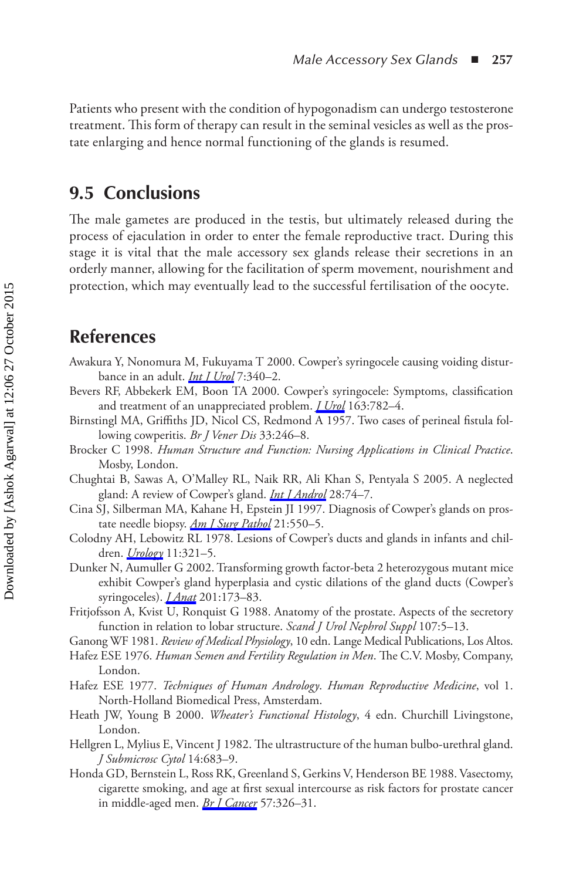Patients who present with the condition of hypogonadism can undergo testosterone treatment. This form of therapy can result in the seminal vesicles as well as the prostate enlarging and hence normal functioning of the glands is resumed.

## 9.5 Conclusions

The male gametes are produced in the testis, but ultimately released during the process of ejaculation in order to enter the female reproductive tract. During this stage it is vital that the male accessory sex glands release their secretions in an orderly manner, allowing for the facilitation of sperm movement, nourishment and protection, which may eventually lead to the successful fertilisation of the oocyte.

## References

Awakura Y, Nonomura M, Fukuyama T 2000. Cowper's syringocele causing voiding disturbance in an adult. *Int J Urol* 7:340–2.

Bevers RF, Abbekerk EM, Boon TA 2000. Cowper's syringocele: Symptoms, classification and treatment of an unappreciated problem. *J Urol* 163:782–4.

Birnstingl MA, Griffiths JD, Nicol CS, Redmond A 1957. Two cases of perineal fistula following cowperitis. *Br J Vener Dis* 33:246–8.

Brocker C 1998. *Human Structure and Function: Nursing Applications in Clinical Practice*. Mosby, London.

Chughtai B, Sawas A, O'Malley RL, Naik RR, Ali Khan S, Pentyala S 2005. A neglected gland: A review of Cowper's gland. *Int J Androl* 28:74–7.

Cina SJ, Silberman MA, Kahane H, Epstein JI 1997. Diagnosis of Cowper's glands on prostate needle biopsy. *Am J Surg Pathol* 21:550–5.

Colodny AH, Lebowitz RL 1978. Lesions of Cowper's ducts and glands in infants and children. *Urology* 11:321–5.

Dunker N, Aumuller G 2002. Transforming growth factor-beta 2 heterozygous mutant mice exhibit Cowper's gland hyperplasia and cystic dilations of the gland ducts (Cowper's syringoceles). *J Anat* 201:173–83.

Fritjofsson A, Kvist U, Ronquist G 1988. Anatomy of the prostate. Aspects of the secretory function in relation to lobar structure. *Scand J Urol Nephrol Suppl* 107:5–13.

Ganong WF 1981. *Review of Medical Physiology*, 10 edn. Lange Medical Publications, Los Altos.

Hafez ESE 1976. *Human Semen and Fertility Regulation in Men*. The C.V. Mosby, Company, London.

Hafez ESE 1977. *Techniques of Human Andrology*. *Human Reproductive Medicine*, vol 1. North-Holland Biomedical Press, Amsterdam.

Heath JW, Young B 2000. *Wheater's Functional Histology*, 4 edn. Churchill Livingstone, London.

Hellgren L, Mylius E, Vincent J 1982. The ultrastructure of the human bulbo-urethral gland. *J Submicrosc Cytol* 14:683–9.

Honda GD, Bernstein L, Ross RK, Greenland S, Gerkins V, Henderson BE 1988. Vasectomy, cigarette smoking, and age at first sexual intercourse as risk factors for prostate cancer in middle-aged men. *Br J Cancer* 57:326–31.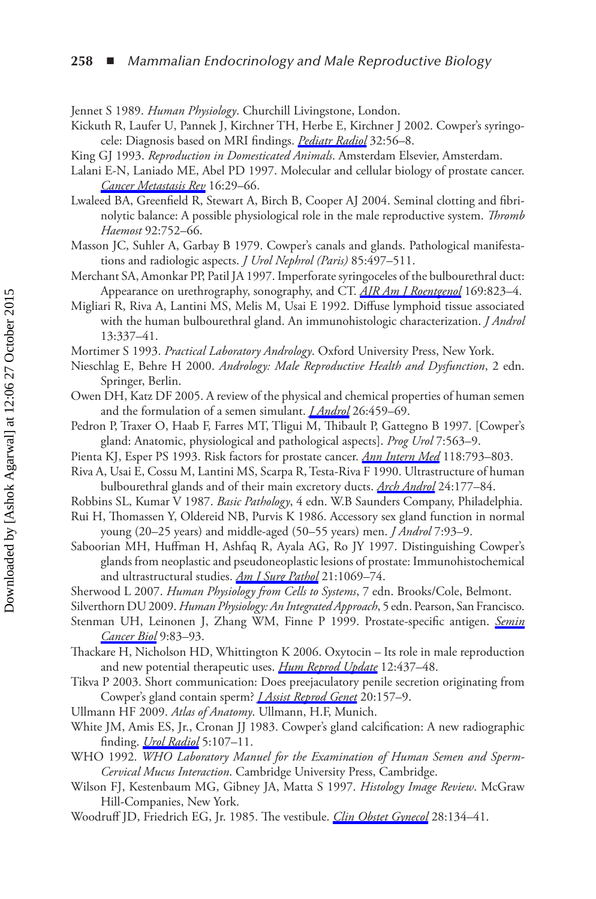Jennet S 1989. *Human Physiology*. Churchill Livingstone, London.

Kickuth R, Laufer U, Pannek J, Kirchner TH, Herbe E, Kirchner J 2002. Cowper's syringocele: Diagnosis based on MRI findings. *Pediatr Radiol* 32:56–8.

King GJ 1993. *Reproduction in Domesticated Animals*. Amsterdam Elsevier, Amsterdam.

Lalani E-N, Laniado ME, Abel PD 1997. Molecular and cellular biology of prostate cancer. *Cancer Metastasis Rev* 16:29–66.

Lwaleed BA, Greenfield R, Stewart A, Birch B, Cooper AJ 2004. Seminal clotting and fibrinolytic balance: A possible physiological role in the male reproductive system. *Thromb Haemost* 92:752–66.

Masson JC, Suhler A, Garbay B 1979. Cowper's canals and glands. Pathological manifestations and radiologic aspects. *J Urol Nephrol (Paris)* 85:497–511.

Merchant SA, Amonkar PP, Patil JA 1997. Imperforate syringoceles of the bulbourethral duct: Appearance on urethrography, sonography, and CT. *AJR Am J Roentgenol* 169:823–4.

Migliari R, Riva A, Lantini MS, Melis M, Usai E 1992. Diffuse lymphoid tissue associated with the human bulbourethral gland. An immunohistologic characterization. *J Androl* 13:337–41.

Mortimer S 1993. *Practical Laboratory Andrology*. Oxford University Press, New York.

Nieschlag E, Behre H 2000. *Andrology: Male Reproductive Health and Dysfunction*, 2 edn. Springer, Berlin.

Owen DH, Katz DF 2005. A review of the physical and chemical properties of human semen and the formulation of a semen simulant. *J Androl* 26:459–69.

Pedron P, Traxer O, Haab F, Farres MT, Tligui M, Thibault P, Gattegno B 1997. [Cowper's gland: Anatomic, physiological and pathological aspects]. *Prog Urol* 7:563–9.

Pienta KJ, Esper PS 1993. Risk factors for prostate cancer. *Ann Intern Med* 118:793–803.

Riva A, Usai E, Cossu M, Lantini MS, Scarpa R, Testa-Riva F 1990. Ultrastructure of human bulbourethral glands and of their main excretory ducts. *Arch Androl* 24:177–84.

Robbins SL, Kumar V 1987. *Basic Pathology*, 4 edn. W.B Saunders Company, Philadelphia.

Rui H, Thomassen Y, Oldereid NB, Purvis K 1986. Accessory sex gland function in normal young (20–25 years) and middle-aged (50–55 years) men. *J Androl* 7:93–9.

Saboorian MH, Huffman H, Ashfaq R, Ayala AG, Ro JY 1997. Distinguishing Cowper's glands from neoplastic and pseudoneoplastic lesions of prostate: Immunohistochemical and ultrastructural studies. *Am J Surg Pathol* 21:1069–74.

Sherwood L 2007. *Human Physiology from Cells to Systems*, 7 edn. Brooks/Cole, Belmont.

Silverthorn DU 2009. *Human Physiology: An Integrated Approach*, 5 edn. Pearson, San Francisco.

Stenman UH, Leinonen J, Zhang WM, Finne P 1999. Prostate-specific antigen. *Semin Cancer Biol* 9:83–93.

Thackare H, Nicholson HD, Whittington K 2006. Oxytocin – Its role in male reproduction and new potential therapeutic uses. *Hum Reprod Update* 12:437–48.

Tikva P 2003. Short communication: Does preejaculatory penile secretion originating from Cowper's gland contain sperm? *J Assist Reprod Genet* 20:157–9.

Ullmann HF 2009. *Atlas of Anatomy*. Ullmann, H.F, Munich.

White JM, Amis ES, Jr., Cronan JJ 1983. Cowper's gland calcification: A new radiographic finding. *Urol Radiol* 5:107–11.

WHO 1992. *WHO Laboratory Manuel for the Examination of Human Semen and Sperm-Cervical Mucus Interaction*. Cambridge University Press, Cambridge.

Wilson FJ, Kestenbaum MG, Gibney JA, Matta S 1997. *Histology Image Review*. McGraw Hill-Companies, New York.

Woodruff JD, Friedrich EG, Jr. 1985. The vestibule. *Clin Obstet Gynecol* 28:134–41.